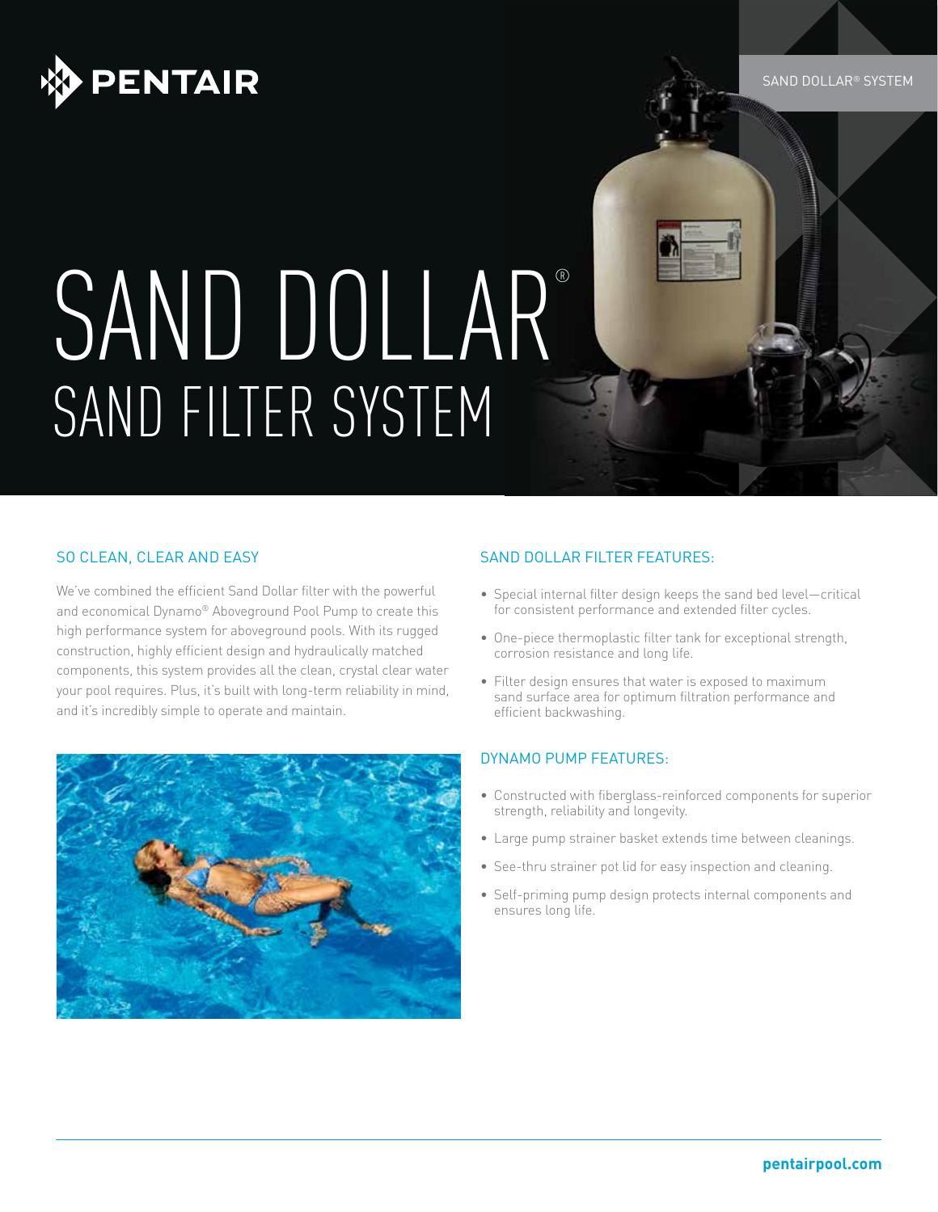PENTAIR

SAND DOLLAR® SYSTEM

# SAND DOLLAR®
## SAND FILTER SYSTEM

### SO CLEAN, CLEAR AND EASY

We've combined the efficient Sand Dollar filter with the powerful and economical Dynamo® Aboveground Pool Pump to create this high performance system for aboveground pools. With its rugged construction, highly efficient design and hydraulically matched components, this system provides all the clean, crystal clear water your pool requires. Plus, it's built with long-term reliability in mind, and it's incredibly simple to operate and maintain.

### SAND DOLLAR FILTER FEATURES:

- Special internal filter design keeps the sand bed level—critical for consistent performance and extended filter cycles.
- One-piece thermoplastic filter tank for exceptional strength, corrosion resistance and long life.
- Filter design ensures that water is exposed to maximum sand surface area for optimum filtration performance and efficient backwashing.

### DYNAMO PUMP FEATURES:

- Constructed with fiberglass-reinforced components for superior strength, reliability and longevity.
- Large pump strainer basket extends time between cleanings.
- See-thru strainer pot lid for easy inspection and cleaning.
- Self-priming pump design protects internal components and ensures long life.

**pentairpool.com**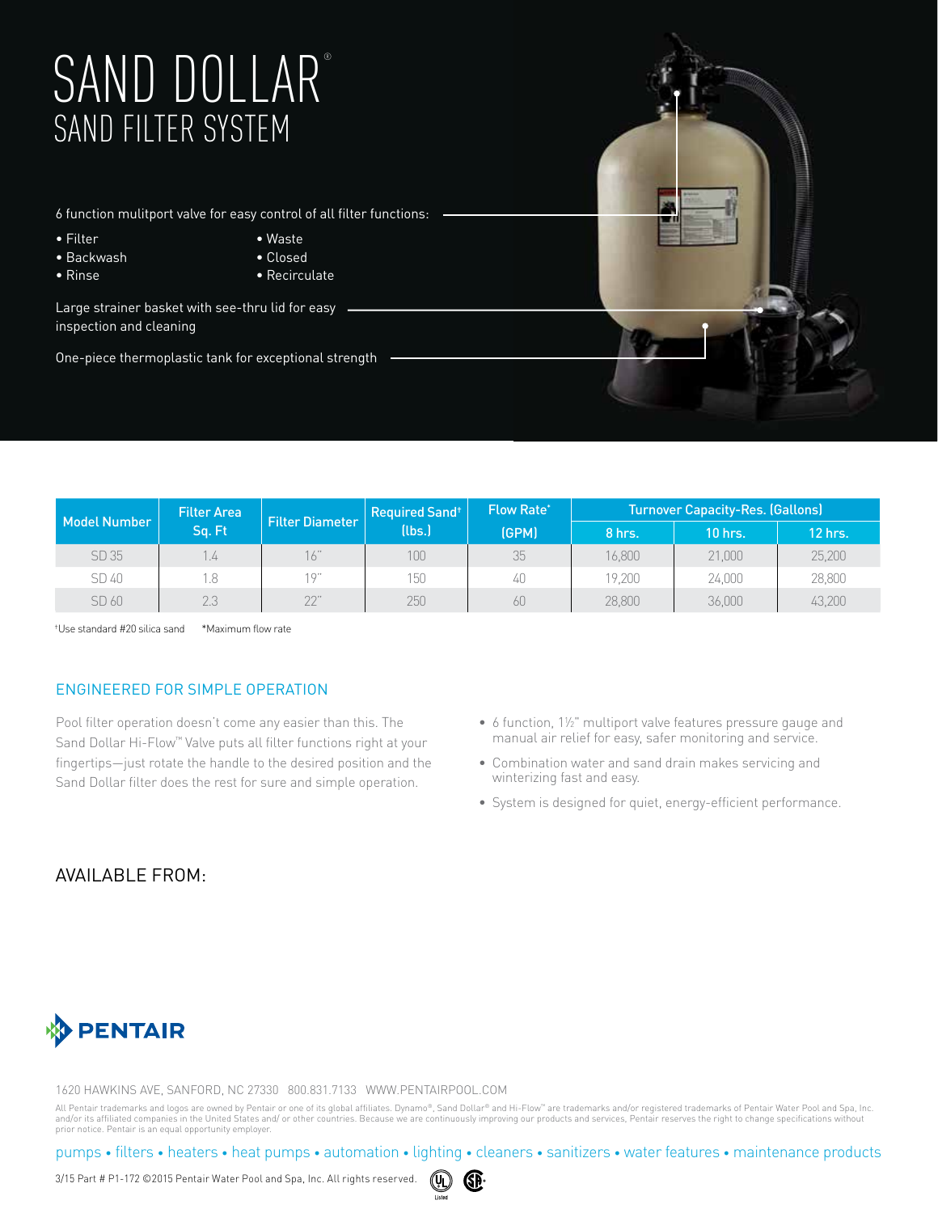# SAND DOLLAR®

## SAND FILTER SYSTEM

6 function mulitport valve for easy control of all filter functions:

- Filter
- Backwash
- Rinse
- Waste
- Closed
- Recirculate

Large strainer basket with see-thru lid for easy inspection and cleaning

One-piece thermoplastic tank for exceptional strength

| Model Number | Filter Area Sq. Ft | Filter Diameter | Required Sand† (lbs.) | Flow Rate* (GPM) | Turnover Capacity-Res. (Gallons) | | |
|---|---|---|---|---|---|---|---|
| | | | | | 8 hrs. | 10 hrs. | 12 hrs. |
| SD 35 | 1.4 | 16" | 100 | 35 | 16,800 | 21,000 | 25,200 |
| SD 40 | 1.8 | 19" | 150 | 40 | 19,200 | 24,000 | 28,800 |
| SD 60 | 2.3 | 22" | 250 | 60 | 28,800 | 36,000 | 43,200 |

†Use standard #20 silica sand *Maximum flow rate

## ENGINEERED FOR SIMPLE OPERATION

Pool filter operation doesn't come any easier than this. The Sand Dollar Hi-Flow™ Valve puts all filter functions right at your fingertips—just rotate the handle to the desired position and the Sand Dollar filter does the rest for sure and simple operation.

- 6 function, 1½" multiport valve features pressure gauge and manual air relief for easy, safer monitoring and service.
- Combination water and sand drain makes servicing and winterizing fast and easy.
- System is designed for quiet, energy-efficient performance.

AVAILABLE FROM:

PENTAIR

1620 HAWKINS AVE, SANFORD, NC 27330 800.831.7133 WWW.PENTAIRPOOL.COM

All Pentair trademarks and logos are owned by Pentair or one of its global affiliates. Dynamo®, Sand Dollar® and Hi-Flow™ are trademarks and/or registered trademarks of Pentair Water Pool and Spa, Inc. and/or its affiliated companies in the United States and/ or other countries. Because we are continuously improving our products and services, Pentair reserves the right to change specifications without prior notice. Pentair is an equal opportunity employer.

pumps • filters • heaters • heat pumps • automation • lighting • cleaners • sanitizers • water features • maintenance products

3/15 Part # P1-172 ©2015 Pentair Water Pool and Spa, Inc. All rights reserved.